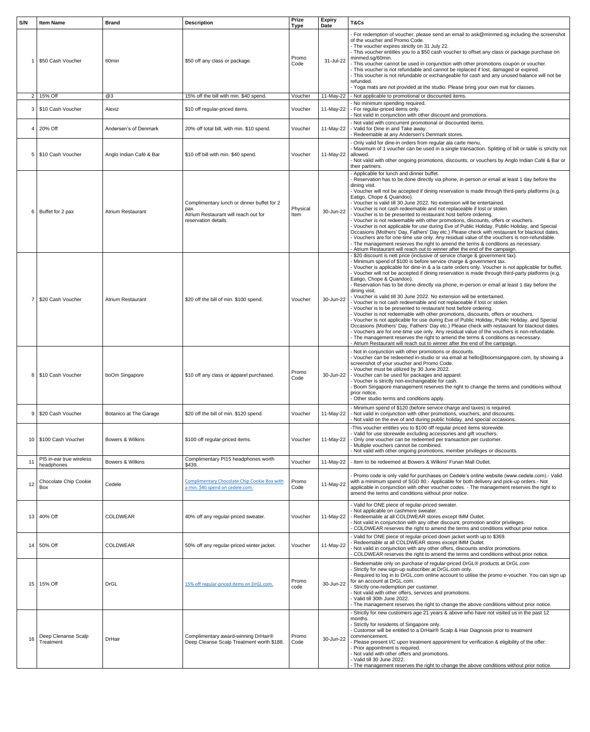| S/N | Item Name | Brand | Description | Prize Type | Expiry Date | T&Cs |
|---|---|---|---|---|---|---|
| 1 | $50 Cash Voucher | 60min | $50 off any class or package. | Promo Code | 31-Jul-22 | - For redemption of voucher, please send an email to ask@minmed.sg including the screenshot of the voucher and Promo Code.<br>- The voucher expires strictly on 31 July 22.<br>- This voucher entitles you to a $50 cash voucher to offset any class or package purchase on minmed.sg/60min.<br>- This voucher cannot be used in conjunction with other promotions coupon or voucher.<br>- This voucher is not refundable and cannot be replaced if lost, damaged or expired.<br>- This voucher is not refundable or exchangeable for cash and any unused balance will not be refunded.<br>- Yoga mats are not provided at the studio. Please bring your own mat for classes. |
| 2 | 15% Off | @3 | 15% off the bill with min. $40 spend. | Voucher | 11-May-22 | - Not applicable to promotional or discounted items. |
| 3 | $10 Cash Voucher | Alexiz | $10 off regular-priced items. | Voucher | 11-May-22 | - No minimum spending required.<br>- For regular-priced items only.<br>- Not valid in conjunction with other discount and promotions. |
| 4 | 20% Off | Andersen's of Denmark | 20% off total bill, with min. $10 spend. | Voucher | 11-May-22 | - Not valid with concurrent promotional or discounted items.<br>- Valid for Dine in and Take away.<br>- Redeemable at any Andersen's Denmark stores. |
| 5 | $10 Cash Voucher | Anglo Indian Café & Bar | $10 off bill with min. $40 spend. | Voucher | 11-May-22 | - Only valid for dine-in orders from regular ala carte menu.<br>- Maximum of 1 voucher can be used in a single transaction. Splitting of bill or table is strictly not allowed.<br>- Not valid with other ongoing promotions, discounts, or vouchers by Anglo Indian Café & Bar or their partners. |
| 6 | Buffet for 2 pax | Atrium Restaurant | Complimentary lunch or dinner buffet for 2 pax.<br>Atrium Restaurant will reach out for reservation details. | Physical Item | 30-Jun-22 | - Applicable for lunch and dinner buffet.<br>- Reservation has to be done directly via phone, in-person or email at least 1 day before the dining visit.<br>- Voucher will not be accepted if dining reservation is made through third-party platforms (e.g. Eatigo, Chope & Quandoo).<br>- Voucher is valid till 30 June 2022. No extension will be entertained.<br>- Voucher is not cash redeemable and not replaceable if lost or stolen.<br>- Voucher is to be presented to restaurant host before ordering.<br>- Voucher is not redeemable with other promotions, discounts, offers or vouchers.<br>- Voucher is not applicable for use during Eve of Public Holiday, Public Holiday, and Special Occasions (Mothers' Day, Fathers' Day etc.) Please check with restaurant for blackout dates.<br>- Vouchers are for one-time use only. Any residual value of the vouchers is non-refundable.<br>- The management reserves the right to amend the terms & conditions as necessary.<br>- Atrium Restaurant will reach out to winner after the end of the campaign. |
| 7 | $20 Cash Voucher | Atrium Restaurant | $20 off the bill of min. $100 spend. | Voucher | 30-Jun-22 | - $20 discount is nett price (inclusive of service charge & government tax).<br>- Minimum spend of $100 is before service charge & government tax.<br>- Voucher is applicable for dine-in & a la carte orders only. Voucher is not applicable for buffet.<br>- Voucher will not be accepted if dining reservation is made through third-party platforms (e.g. Eatigo, Chope & Quandoo).<br>- Reservation has to be done directly via phone, in-person or email at least 1 day before the dining visit.<br>- Voucher is valid till 30 June 2022. No extension will be entertained.<br>- Voucher is not cash redeemable and not replaceable if lost or stolen.<br>- Voucher is to be presented to restaurant host before ordering.<br>- Voucher is not redeemable with other promotions, discounts, offers or vouchers.<br>- Voucher is not applicable for use during Eve of Public Holiday, Public Holiday, and Special Occasions (Mothers' Day, Fathers' Day etc.) Please check with restaurant for blackout dates.<br>- Vouchers are for one-time use only. Any residual value of the vouchers is non-refundable.<br>- The management reserves the right to amend the terms & conditions as necessary.<br>- Atrium Restaurant will reach out to winner after the end of the campaign. |
| 8 | $10 Cash Voucher | boOm Singapore | $10 off any class or apparel purchased. | Promo Code | 30-Jun-22 | - Not in conjunction with other promotions or discounts.<br>- Voucher can be redeemed in-studio or via email at hello@boomsingapore.com, by showing a screenshot of your voucher and Promo Code.<br>- Voucher must be utilized by 30 June 2022.<br>- Voucher can be used for packages and apparel.<br>- Voucher is strictly non-exchangeable for cash.<br>- Boom Singapore management reserves the right to change the terms and conditions without prior notice.<br>- Other studio terms and conditions apply. |
| 9 | $20 Cash Voucher | Botanico at The Garage | $20 off the bill of min. $120 spend. | Voucher | 11-May-22 | - Minimum spend of $120 (before service charge and taxes) is required.<br>- Not valid in conjunction with other promotions, vouchers, and discounts.<br>- Not valid on the eve of and during public holiday, and special occasions. |
| 10 | $100 Cash Voucher | Bowers & Wilkins | $100 off regular-priced items. | Voucher | 11-May-22 | -This voucher entitles you to $100 off regular priced items storewide.<br>- Valid for use storewide excluding accessories and gift vouchers.<br>- Only one voucher can be redeemed per transaction per customer.<br>- Multiple vouchers cannot be combined.<br>- Not valid with other ongoing promotions, member privileges or discounts. |
| 11 | PI5 in-ear true wireless headphones | Bowers & Wilkins | Complimentary PI15 headphones worth $439. | Voucher | 11-May-22 | - Item to be redeemed at Bowers & Wilkins' Funan Mall Outlet. |
| 12 | Chocolate Chip Cookie Box | Cedele | Complimentary Chocolate Chip Cookie Box with a min. $40 spend on cedele.com. | Promo Code | 11-May-22 | - Promo code is only valid for purchases on Cedele's online website (www.cedele.com).- Valid with a minimum spend of SGD 80.- Applicable for both delivery and pick-up orders.- Not applicable in conjunction with other voucher codes. - The management reserves the right to amend the terms and conditions without prior notice. |
| 13 | 40% Off | COLDWEAR | 40% off any regular-priced sweater. | Voucher | 11-May-22 | - Valid for ONE piece of regular-priced sweater.<br>- Not applicable on cashmere sweater.<br>- Redeemable at all COLDWEAR stores except IMM Outlet.<br>- Not valid in conjunction with any other discount, promotion and/or privileges.<br>- COLDWEAR reserves the right to amend the terms and conditions without prior notice. |
| 14 | 50% Off | COLDWEAR | 50% off any regular-priced winter jacket. | Voucher | 11-May-22 | - Valid for ONE piece of regular-priced down jacket worth up to $369.<br>- Redeemable at all COLDWEAR stores except IMM Outlet.<br>- Not valid in conjunction with any other offers, discounts and/or promotions.<br>- COLDWEAR reserves the right to amend the terms and conditions without prior notice. |
| 15 | 15% Off | DrGL | 15% off regular-priced items on DrGL.com. | Promo code | 30-Jun-22 | - Redeemable only on purchase of regular-priced DrGL® products at DrGL.com<br>- Strictly for new sign-up subscriber at DrGL.com only.<br>- Required to log in to DrGL.com online account to utilise the promo e-voucher. You can sign up for an account at DrGL.com.<br>- Strictly one-redemption per customer.<br>- Not valid with other offers, services and promotions.<br>- Valid till 30th June 2022.<br>- The management reserves the right to change the above conditions without prior notice. |
| 16 | Deep Clenanse Scalp Treatment | DrHair | Complimentary award-winning DrHair® Deep Cleanse Scalp Treatment worth $188. | Promo Code | 30-Jun-22 | - Strictly for new customers age 21 years & above who have not visited us in the past 12 months.<br>- Strictly for residents of Singapore only.<br>- Customer will be entitled to a DrHair® Scalp & Hair Diagnosis prior to treatment commencement.<br>- Please present I/C upon treatment appointment for verification & eligibility of the offer.<br>- Prior appointment is required.<br>- Not valid with other offers and promotions.<br>- Valid till 30 June 2022.<br>- The management reserves the right to change the above conditions without prior notice. |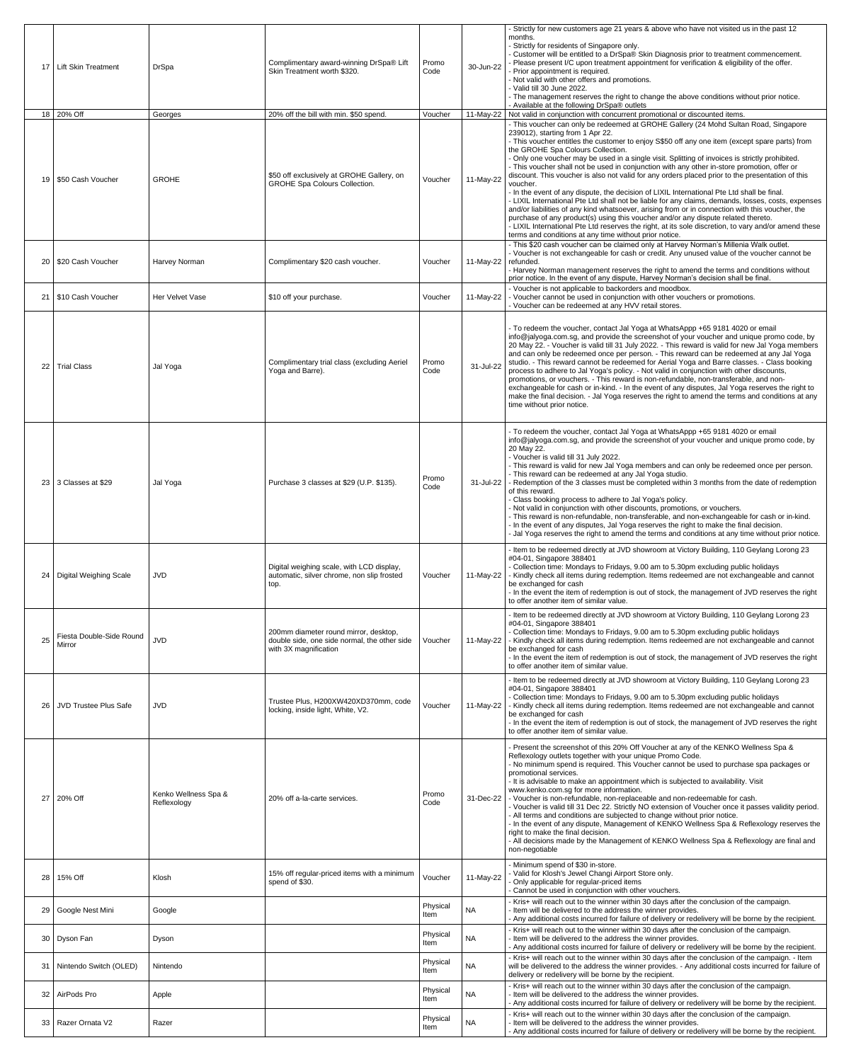| 17 | Lift Skin Treatment | DrSpa | Complimentary award-winning DrSpa® Lift Skin Treatment worth $320. | Promo Code | 30-Jun-22 | - Strictly for new customers age 21 years & above who have not visited us in the past 12 months.<br>- Strictly for residents of Singapore only.<br>- Customer will be entitled to a DrSpa® Skin Diagnosis prior to treatment commencement.<br>- Please present I/C upon treatment appointment for verification & eligibility of the offer.<br>- Prior appointment is required.<br>- Not valid with other offers and promotions.<br>- Valid till 30 June 2022.<br>- The management reserves the right to change the above conditions without prior notice.<br>- Available at the following DrSpa® outlets |
|---|---|---|---|---|---|---|
| 18 | 20% Off | Georges | 20% off the bill with min. $50 spend. | Voucher | 11-May-22 | Not valid in conjunction with concurrent promotional or discounted items. |
| 19 | $50 Cash Voucher | GROHE | $50 off exclusively at GROHE Gallery, on GROHE Spa Colours Collection. | Voucher | 11-May-22 | - This voucher can only be redeemed at GROHE Gallery (24 Mohd Sultan Road, Singapore 239012), starting from 1 Apr 22.<br>- This voucher entitles the customer to enjoy S$50 off any one item (except spare parts) from the GROHE Spa Colours Collection.<br>- Only one voucher may be used in a single visit. Splitting of invoices is strictly prohibited.<br>- This voucher shall not be used in conjunction with any other in-store promotion, offer or discount. This voucher is also not valid for any orders placed prior to the presentation of this voucher.<br>- In the event of any dispute, the decision of LIXIL International Pte Ltd shall be final.<br>- LIXIL International Pte Ltd shall not be liable for any claims, demands, losses, costs, expenses and/or liabilities of any kind whatsoever, arising from or in connection with this voucher, the purchase of any product(s) using this voucher and/or any dispute related thereto.<br>- LIXIL International Pte Ltd reserves the right, at its sole discretion, to vary and/or amend these terms and conditions at any time without prior notice. |
| 20 | $20 Cash Voucher | Harvey Norman | Complimentary $20 cash voucher. | Voucher | 11-May-22 | - This $20 cash voucher can be claimed only at Harvey Norman's Millenia Walk outlet.<br>- Voucher is not exchangeable for cash or credit. Any unused value of the voucher cannot be refunded.<br>- Harvey Norman management reserves the right to amend the terms and conditions without prior notice. In the event of any dispute, Harvey Norman's decision shall be final. |
| 21 | $10 Cash Voucher | Her Velvet Vase | $10 off your purchase. | Voucher | 11-May-22 | - Voucher is not applicable to backorders and moodbox.<br>- Voucher cannot be used in conjunction with other vouchers or promotions.<br>- Voucher can be redeemed at any HVV retail stores. |
| 22 | Trial Class | Jal Yoga | Complimentary trial class (excluding Aeriel Yoga and Barre). | Promo Code | 31-Jul-22 | - To redeem the voucher, contact Jal Yoga at WhatsAppp +65 9181 4020 or email info@jalyoga.com.sg, and provide the screenshot of your voucher and unique promo code, by 20 May 22. - Voucher is valid till 31 July 2022. - This reward is valid for new Jal Yoga members and can only be redeemed once per person. - This reward can be redeemed at any Jal Yoga studio. - This reward cannot be redeemed for Aerial Yoga and Barre classes. - Class booking process to adhere to Jal Yoga's policy. - Not valid in conjunction with other discounts, promotions, or vouchers. - This reward is non-refundable, non-transferable, and non-exchangeable for cash or in-kind. - In the event of any disputes, Jal Yoga reserves the right to make the final decision. - Jal Yoga reserves the right to amend the terms and conditions at any time without prior notice. |
| 23 | 3 Classes at $29 | Jal Yoga | Purchase 3 classes at $29 (U.P. $135). | Promo Code | 31-Jul-22 | - To redeem the voucher, contact Jal Yoga at WhatsAppp +65 9181 4020 or email info@jalyoga.com.sg, and provide the screenshot of your voucher and unique promo code, by 20 May 22.<br>- Voucher is valid till 31 July 2022.<br>- This reward is valid for new Jal Yoga members and can only be redeemed once per person.<br>- This reward can be redeemed at any Jal Yoga studio.<br>- Redemption of the 3 classes must be completed within 3 months from the date of redemption of this reward.<br>- Class booking process to adhere to Jal Yoga's policy.<br>- Not valid in conjunction with other discounts, promotions, or vouchers.<br>- This reward is non-refundable, non-transferable, and non-exchangeable for cash or in-kind.<br>- In the event of any disputes, Jal Yoga reserves the right to make the final decision.<br>- Jal Yoga reserves the right to amend the terms and conditions at any time without prior notice. |
| 24 | Digital Weighing Scale | JVD | Digital weighing scale, with LCD display, automatic, silver chrome, non slip frosted top. | Voucher | 11-May-22 | - Item to be redeemed directly at JVD showroom at Victory Building, 110 Geylang Lorong 23 #04-01, Singapore 388401<br>- Collection time: Mondays to Fridays, 9.00 am to 5.30pm excluding public holidays<br>- Kindly check all items during redemption. Items redeemed are not exchangeable and cannot be exchanged for cash<br>- In the event the item of redemption is out of stock, the management of JVD reserves the right to offer another item of similar value. |
| 25 | Fiesta Double-Side Round Mirror | JVD | 200mm diameter round mirror, desktop, double side, one side normal, the other side with 3X magnification | Voucher | 11-May-22 | - Item to be redeemed directly at JVD showroom at Victory Building, 110 Geylang Lorong 23 #04-01, Singapore 388401<br>- Collection time: Mondays to Fridays, 9.00 am to 5.30pm excluding public holidays<br>- Kindly check all items during redemption. Items redeemed are not exchangeable and cannot be exchanged for cash<br>- In the event the item of redemption is out of stock, the management of JVD reserves the right to offer another item of similar value. |
| 26 | JVD Trustee Plus Safe | JVD | Trustee Plus, H200XW420XD370mm, code locking, inside light, White, V2. | Voucher | 11-May-22 | - Item to be redeemed directly at JVD showroom at Victory Building, 110 Geylang Lorong 23 #04-01, Singapore 388401<br>- Collection time: Mondays to Fridays, 9.00 am to 5.30pm excluding public holidays<br>- Kindly check all items during redemption. Items redeemed are not exchangeable and cannot be exchanged for cash<br>- In the event the item of redemption is out of stock, the management of JVD reserves the right to offer another item of similar value. |
| 27 | 20% Off | Kenko Wellness Spa & Reflexology | 20% off a-la-carte services. | Promo Code | 31-Dec-22 | - Present the screenshot of this 20% Off Voucher at any of the KENKO Wellness Spa & Reflexology outlets together with your unique Promo Code.<br>- No minimum spend is required. This Voucher cannot be used to purchase spa packages or promotional services.<br>- It is advisable to make an appointment which is subjected to availability. Visit www.kenko.com.sg for more information.<br>- Voucher is non-refundable, non-replaceable and non-redeemable for cash.<br>- Voucher is valid till 31 Dec 22. Strictly NO extension of Voucher once it passes validity period.<br>- All terms and conditions are subjected to change without prior notice.<br>- In the event of any dispute, Management of KENKO Wellness Spa & Reflexology reserves the right to make the final decision.<br>- All decisions made by the Management of KENKO Wellness Spa & Reflexology are final and non-negotiable |
| 28 | 15% Off | Klosh | 15% off regular-priced items with a minimum spend of $30. | Voucher | 11-May-22 | - Minimum spend of $30 in-store.<br>- Valid for Klosh's Jewel Changi Airport Store only.<br>- Only applicable for regular-priced items<br>- Cannot be used in conjunction with other vouchers. |
| 29 | Google Nest Mini | Google | | Physical Item | NA | - Kris+ will reach out to the winner within 30 days after the conclusion of the campaign.<br>- Item will be delivered to the address the winner provides.<br>- Any additional costs incurred for failure of delivery or redelivery will be borne by the recipient. |
| 30 | Dyson Fan | Dyson | | Physical Item | NA | - Kris+ will reach out to the winner within 30 days after the conclusion of the campaign.<br>- Item will be delivered to the address the winner provides.<br>- Any additional costs incurred for failure of delivery or redelivery will be borne by the recipient. |
| 31 | Nintendo Switch (OLED) | Nintendo | | Physical Item | NA | - Kris+ will reach out to the winner within 30 days after the conclusion of the campaign. - Item will be delivered to the address the winner provides. - Any additional costs incurred for failure of delivery or redelivery will be borne by the recipient. |
| 32 | AirPods Pro | Apple | | Physical Item | NA | - Kris+ will reach out to the winner within 30 days after the conclusion of the campaign.<br>- Item will be delivered to the address the winner provides.<br>- Any additional costs incurred for failure of delivery or redelivery will be borne by the recipient. |
| 33 | Razer Ornata V2 | Razer | | Physical Item | NA | - Kris+ will reach out to the winner within 30 days after the conclusion of the campaign.<br>- Item will be delivered to the address the winner provides.<br>- Any additional costs incurred for failure of delivery or redelivery will be borne by the recipient. |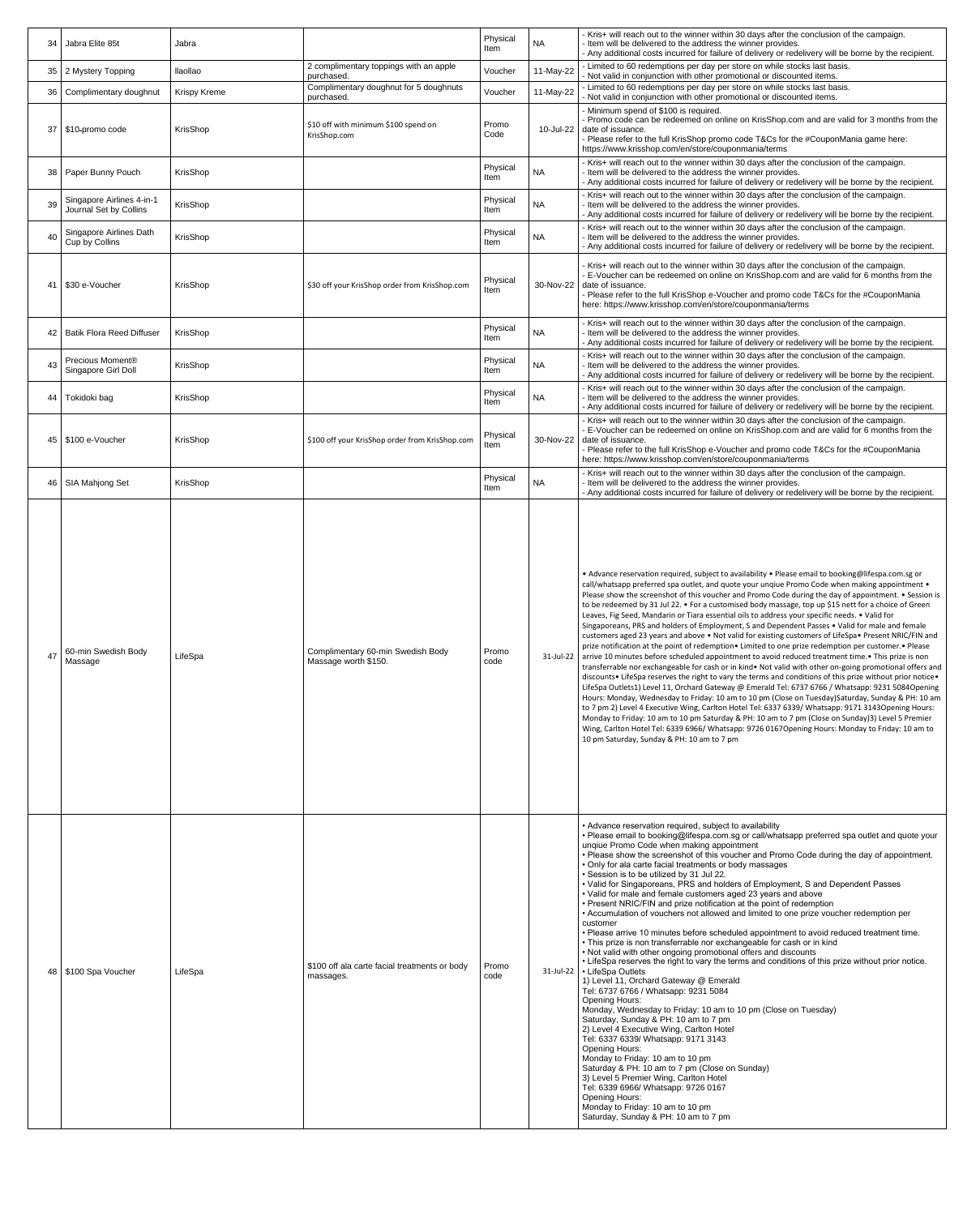| 34 | Jabra Elite 85t | Jabra | | Physical Item | NA | - Kris+ will reach out to the winner within 30 days after the conclusion of the campaign.<br>- Item will be delivered to the address the winner provides.<br>- Any additional costs incurred for failure of delivery or redelivery will be borne by the recipient. |
|---|---|---|---|---|---|---|
| 35 | 2 Mystery Topping | llaollao | 2 complimentary toppings with an apple purchased. | Voucher | 11-May-22 | - Limited to 60 redemptions per day per store on while stocks last basis.<br>- Not valid in conjunction with other promotional or discounted items. |
| 36 | Complimentary doughnut | Krispy Kreme | Complimentary doughnut for 5 doughnuts purchased. | Voucher | 11-May-22 | - Limited to 60 redemptions per day per store on while stocks last basis.<br>- Not valid in conjunction with other promotional or discounted items. |
| 37 | $10-promo code | KrisShop | $10 off with minimum $100 spend on KrisShop.com | Promo Code | 10-Jul-22 | - Minimum spend of $100 is required.<br>- Promo code can be redeemed on online on KrisShop.com and are valid for 3 months from the date of issuance.<br>- Please refer to the full KrisShop promo code T&Cs for the #CouponMania game here: https://www.krisshop.com/en/store/couponmania/terms |
| 38 | Paper Bunny Pouch | KrisShop | | Physical Item | NA | - Kris+ will reach out to the winner within 30 days after the conclusion of the campaign.<br>- Item will be delivered to the address the winner provides.<br>- Any additional costs incurred for failure of delivery or redelivery will be borne by the recipient. |
| 39 | Singapore Airlines 4-in-1 Journal Set by Collins | KrisShop | | Physical Item | NA | - Kris+ will reach out to the winner within 30 days after the conclusion of the campaign.<br>- Item will be delivered to the address the winner provides.<br>- Any additional costs incurred for failure of delivery or redelivery will be borne by the recipient. |
| 40 | Singapore Airlines Dath Cup by Collins | KrisShop | | Physical Item | NA | - Kris+ will reach out to the winner within 30 days after the conclusion of the campaign.<br>- Item will be delivered to the address the winner provides.<br>- Any additional costs incurred for failure of delivery or redelivery will be borne by the recipient. |
| 41 | $30 e-Voucher | KrisShop | $30 off your KrisShop order from KrisShop.com | Physical Item | 30-Nov-22 | - Kris+ will reach out to the winner within 30 days after the conclusion of the campaign.<br>- E-Voucher can be redeemed on online on KrisShop.com and are valid for 6 months from the date of issuance.<br>- Please refer to the full KrisShop e-Voucher and promo code T&Cs for the #CouponMania here: https://www.krisshop.com/en/store/couponmania/terms |
| 42 | Batik Flora Reed Diffuser | KrisShop | | Physical Item | NA | - Kris+ will reach out to the winner within 30 days after the conclusion of the campaign.<br>- Item will be delivered to the address the winner provides.<br>- Any additional costs incurred for failure of delivery or redelivery will be borne by the recipient. |
| 43 | Precious Moment® Singapore Girl Doll | KrisShop | | Physical Item | NA | - Kris+ will reach out to the winner within 30 days after the conclusion of the campaign.<br>- Item will be delivered to the address the winner provides.<br>- Any additional costs incurred for failure of delivery or redelivery will be borne by the recipient. |
| 44 | Tokidoki bag | KrisShop | | Physical Item | NA | - Kris+ will reach out to the winner within 30 days after the conclusion of the campaign.<br>- Item will be delivered to the address the winner provides.<br>- Any additional costs incurred for failure of delivery or redelivery will be borne by the recipient. |
| 45 | $100 e-Voucher | KrisShop | $100 off your KrisShop order from KrisShop.com | Physical Item | 30-Nov-22 | - Kris+ will reach out to the winner within 30 days after the conclusion of the campaign.<br>- E-Voucher can be redeemed on online on KrisShop.com and are valid for 6 months from the date of issuance.<br>- Please refer to the full KrisShop e-Voucher and promo code T&Cs for the #CouponMania here: https://www.krisshop.com/en/store/couponmania/terms |
| 46 | SIA Mahjong Set | KrisShop | | Physical Item | NA | - Kris+ will reach out to the winner within 30 days after the conclusion of the campaign.<br>- Item will be delivered to the address the winner provides.<br>- Any additional costs incurred for failure of delivery or redelivery will be borne by the recipient. |
| 47 | 60-min Swedish Body Massage | LifeSpa | Complimentary 60-min Swedish Body Massage worth $150. | Promo code | 31-Jul-22 | • Advance reservation required, subject to availability • Please email to booking@lifespa.com.sg or call/whatsapp preferred spa outlet, and quote your unqiue Promo Code when making appointment • Please show the screenshot of this voucher and Promo Code during the day of appointment. • Session is to be redeemed by 31 Jul 22. • For a customised body massage, top up $15 nett for a choice of Green Leaves, Fig Seed, Mandarin or Tiara essential oils to address your specific needs. • Valid for Singaporeans, PRS and holders of Employment, S and Dependent Passes • Valid for male and female customers aged 23 years and above • Not valid for existing customers of LifeSpa• Present NRIC/FIN and prize notification at the point of redemption• Limited to one prize redemption per customer.• Please arrive 10 minutes before scheduled appointment to avoid reduced treatment time.• This prize is non transferrable nor exchangeable for cash or in kind• Not valid with other on-going promotional offers and discounts• LifeSpa reserves the right to vary the terms and conditions of this prize without prior notice• LifeSpa Outlets1) Level 11, Orchard Gateway @ Emerald Tel: 6737 6766 / Whatsapp: 9231 5084Opening Hours: Monday, Wednesday to Friday: 10 am to 10 pm (Close on Tuesday)Saturday, Sunday & PH: 10 am to 7 pm 2) Level 4 Executive Wing, Carlton Hotel Tel: 6337 6339/ Whatsapp: 9171 3143Opening Hours: Monday to Friday: 10 am to 10 pm Saturday & PH: 10 am to 7 pm (Close on Sunday)3) Level 5 Premier Wing, Carlton Hotel Tel: 6339 6966/ Whatsapp: 9726 0167Opening Hours: Monday to Friday: 10 am to 10 pm Saturday, Sunday & PH: 10 am to 7 pm |
| 48 | $100 Spa Voucher | LifeSpa | $100 off ala carte facial treatments or body massages. | Promo code | 31-Jul-22 | • Advance reservation required, subject to availability<br>• Please email to booking@lifespa.com.sg or call/whatsapp preferred spa outlet and quote your unqiue Promo Code when making appointment<br>• Please show the screenshot of this voucher and Promo Code during the day of appointment.<br>• Only for ala carte facial treatments or body massages<br>• Session is to be utilized by 31 Jul 22.<br>• Valid for Singaporeans, PRS and holders of Employment, S and Dependent Passes<br>• Valid for male and female customers aged 23 years and above<br>• Present NRIC/FIN and prize notification at the point of redemption<br>• Accumulation of vouchers not allowed and limited to one prize voucher redemption per customer<br>• Please arrive 10 minutes before scheduled appointment to avoid reduced treatment time.<br>• This prize is non transferrable nor exchangeable for cash or in kind<br>• Not valid with other ongoing promotional offers and discounts<br>• LifeSpa reserves the right to vary the terms and conditions of this prize without prior notice.<br>• LifeSpa Outlets<br>1) Level 11, Orchard Gateway @ Emerald<br>Tel: 6737 6766 / Whatsapp: 9231 5084<br>Opening Hours:<br>Monday, Wednesday to Friday: 10 am to 10 pm (Close on Tuesday)<br>Saturday, Sunday & PH: 10 am to 7 pm<br>2) Level 4 Executive Wing, Carlton Hotel<br>Tel: 6337 6339/ Whatsapp: 9171 3143<br>Opening Hours:<br>Monday to Friday: 10 am to 10 pm<br>Saturday & PH: 10 am to 7 pm (Close on Sunday)<br>3) Level 5 Premier Wing, Carlton Hotel<br>Tel: 6339 6966/ Whatsapp: 9726 0167<br>Opening Hours:<br>Monday to Friday: 10 am to 10 pm<br>Saturday, Sunday & PH: 10 am to 7 pm |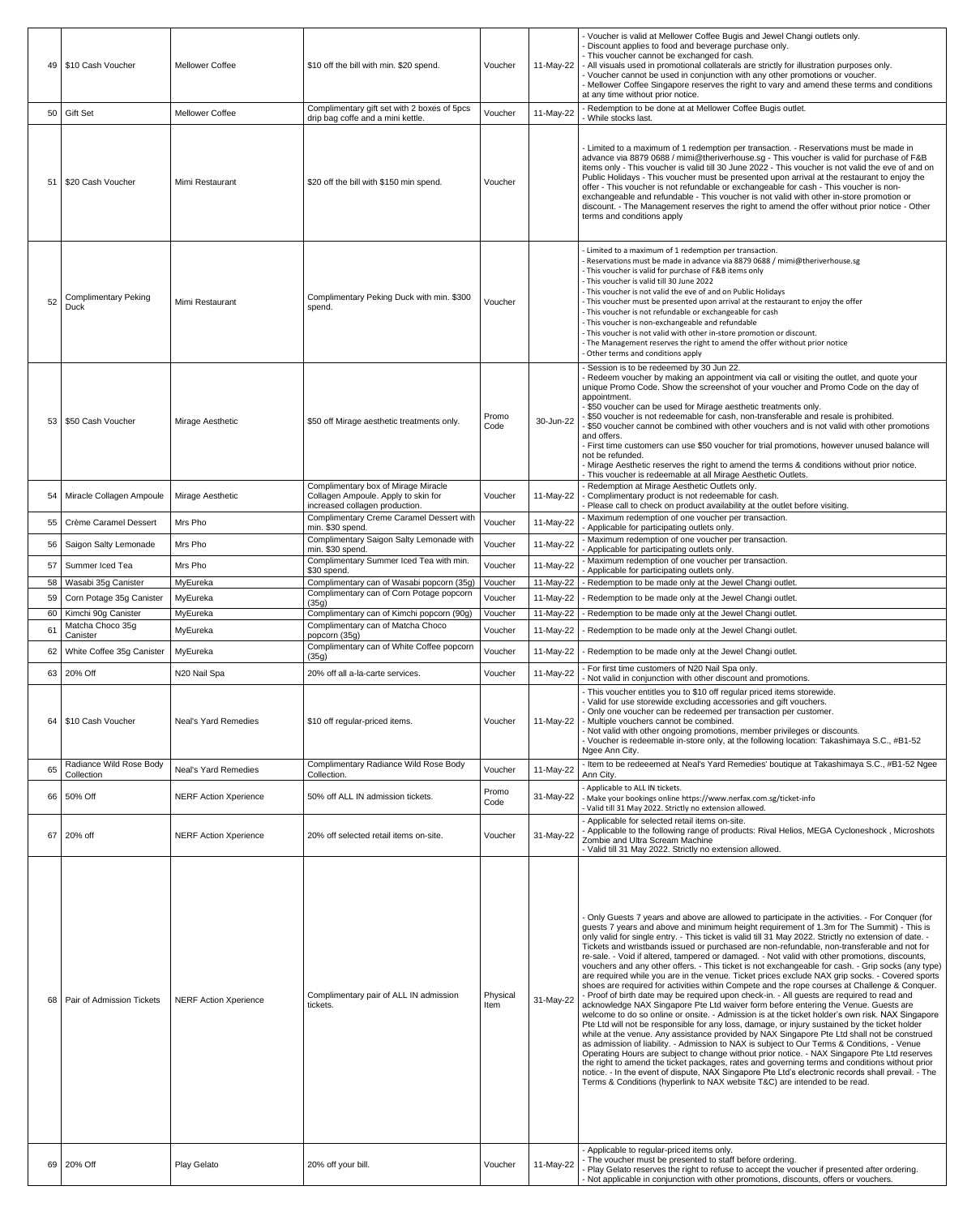| 49 | $10 Cash Voucher | Mellower Coffee | $10 off the bill with min. $20 spend. | Voucher | 11-May-22 | - Voucher is valid at Mellower Coffee Bugis and Jewel Changi outlets only.<br>- Discount applies to food and beverage purchase only.<br>- This voucher cannot be exchanged for cash.<br>- All visuals used in promotional collaterals are strictly for illustration purposes only.<br>- Voucher cannot be used in conjunction with any other promotions or voucher.<br>- Mellower Coffee Singapore reserves the right to vary and amend these terms and conditions at any time without prior notice. |
|---|---|---|---|---|---|---|
| 50 | Gift Set | Mellower Coffee | Complimentary gift set with 2 boxes of 5pcs drip bag coffe and a mini kettle. | Voucher | 11-May-22 | - Redemption to be done at Mellower Coffee Bugis outlet.<br>- While stocks last. |
| 51 | $20 Cash Voucher | Mimi Restaurant | $20 off the bill with $150 min spend. | Voucher | | - Limited to a maximum of 1 redemption per transaction. - Reservations must be made in advance via 8879 0688 / mimi@theriverhouse.sg - This voucher is valid for purchase of F&B items only - This voucher is valid till 30 June 2022 - This voucher is not valid the eve of and on Public Holidays - This voucher must be presented upon arrival at the restaurant to enjoy the offer - This voucher is not refundable or exchangeable for cash - This voucher is non-exchangeable and refundable - This voucher is not valid with other in-store promotion or discount. - The Management reserves the right to amend the offer without prior notice - Other terms and conditions apply |
| 52 | Complimentary Peking Duck | Mimi Restaurant | Complimentary Peking Duck with min. $300 spend. | Voucher | | - Limited to a maximum of 1 redemption per transaction.<br>- Reservations must be made in advance via 8879 0688 / mimi@theriverhouse.sg<br>- This voucher is valid for purchase of F&B items only<br>- This voucher is valid till 30 June 2022<br>- This voucher is not valid the eve of and on Public Holidays<br>- This voucher must be presented upon arrival at the restaurant to enjoy the offer<br>- This voucher is not refundable or exchangeable for cash<br>- This voucher is non-exchangeable and refundable<br>- This voucher is not valid with other in-store promotion or discount.<br>- The Management reserves the right to amend the offer without prior notice<br>- Other terms and conditions apply |
| 53 | $50 Cash Voucher | Mirage Aesthetic | $50 off Mirage aesthetic treatments only. | Promo Code | 30-Jun-22 | - Session is to be redeemed by 30 Jun 22.<br>- Redeem voucher by making an appointment via call or visiting the outlet, and quote your unique Promo Code. Show the screenshot of your voucher and Promo Code on the day of appointment.<br>- $50 voucher can be used for Mirage aesthetic treatments only.<br>- $50 voucher is not redeemable for cash, non-transferable and resale is prohibited.<br>- $50 voucher cannot be combined with other vouchers and is not valid with other promotions and offers.<br>- First time customers can use $50 voucher for trial promotions, however unused balance will not be refunded.<br>- Mirage Aesthetic reserves the right to amend the terms & conditions without prior notice.<br>- This voucher is redeemable at all Mirage Aesthetic Outlets. |
| 54 | Miracle Collagen Ampoule | Mirage Aesthetic | Complimentary box of Mirage Miracle Collagen Ampoule. Apply to skin for increased collagen production. | Voucher | 11-May-22 | - Redemption at Mirage Aesthetic Outlets only.<br>- Complimentary product is not redeemable for cash.<br>- Please call to check on product availability at the outlet before visiting. |
| 55 | Crème Caramel Dessert | Mrs Pho | Complimentary Creme Caramel Dessert with min. $30 spend. | Voucher | 11-May-22 | - Maximum redemption of one voucher per transaction.<br>- Applicable for participating outlets only. |
| 56 | Saigon Salty Lemonade | Mrs Pho | Complimentary Saigon Salty Lemonade with min. $30 spend. | Voucher | 11-May-22 | - Maximum redemption of one voucher per transaction.<br>- Applicable for participating outlets only. |
| 57 | Summer Iced Tea | Mrs Pho | Complimentary Summer Iced Tea with min. $30 spend. | Voucher | 11-May-22 | - Maximum redemption of one voucher per transaction.<br>- Applicable for participating outlets only. |
| 58 | Wasabi 35g Canister | MyEureka | Complimentary can of Wasabi popcorn (35g) | Voucher | 11-May-22 | - Redemption to be made only at the Jewel Changi outlet. |
| 59 | Corn Potage 35g Canister | MyEureka | Complimentary can of Corn Potage popcorn (35g) | Voucher | 11-May-22 | - Redemption to be made only at the Jewel Changi outlet. |
| 60 | Kimchi 90g Canister | MyEureka | Complimentary can of Kimchi popcorn (90g) | Voucher | 11-May-22 | - Redemption to be made only at the Jewel Changi outlet. |
| 61 | Matcha Choco 35g Canister | MyEureka | Complimentary can of Matcha Choco popcorn (35g) | Voucher | 11-May-22 | - Redemption to be made only at the Jewel Changi outlet. |
| 62 | White Coffee 35g Canister | MyEureka | Complimentary can of White Coffee popcorn (35g) | Voucher | 11-May-22 | - Redemption to be made only at the Jewel Changi outlet. |
| 63 | 20% Off | N20 Nail Spa | 20% off all a-la-carte services. | Voucher | 11-May-22 | - For first time customers of N20 Nail Spa only.<br>- Not valid in conjunction with other discount and promotions. |
| 64 | $10 Cash Voucher | Neal's Yard Remedies | $10 off regular-priced items. | Voucher | 11-May-22 | - This voucher entitles you to $10 off regular priced items storewide.<br>- Valid for use storewide excluding accessories and gift vouchers.<br>- Only one voucher can be redeemed per transaction per customer.<br>- Multiple vouchers cannot be combined.<br>- Not valid with other ongoing promotions, member privileges or discounts.<br>- Voucher is redeemable in-store only, at the following location: Takashimaya S.C., #B1-52 Ngee Ann City. |
| 65 | Radiance Wild Rose Body Collection | Neal's Yard Remedies | Complimentary Radiance Wild Rose Body Collection. | Voucher | 11-May-22 | - Item to be redeeemed at Neal's Yard Remedies' boutique at Takashimaya S.C., #B1-52 Ngee Ann City. |
| 66 | 50% Off | NERF Action Xperience | 50% off ALL IN admission tickets. | Promo Code | 31-May-22 | - Applicable to ALL IN tickets.<br>- Make your bookings online https://www.nerfax.com.sg/ticket-info<br>- Valid till 31 May 2022. Strictly no extension allowed. |
| 67 | 20% off | NERF Action Xperience | 20% off selected retail items on-site. | Voucher | 31-May-22 | - Applicable for selected retail items on-site.<br>- Applicable to the following range of products: Rival Helios, MEGA Cycloneshock , Microshots Zombie and Ultra Scream Machine<br>- Valid till 31 May 2022. Strictly no extension allowed. |
| 68 | Pair of Admission Tickets | NERF Action Xperience | Complimentary pair of ALL IN admission tickets. | Physical Item | 31-May-22 | - Only Guests 7 years and above are allowed to participate in the activities. - For Conquer (for guests 7 years and above and minimum height requirement of 1.3m for The Summit) - This is only valid for single entry. - This ticket is valid till 31 May 2022. Strictly no extension of date. - Tickets and wristbands issued or purchased are non-refundable, non-transferable and not for re-sale. - Void if altered, tampered or damaged. - Not valid with other promotions, discounts, vouchers and any other offers. - This ticket is not exchangeable for cash. - Grip socks (any type) are required while you are in the venue. Ticket prices exclude NAX grip socks. - Covered sports shoes are required for activities within Compete and the rope courses at Challenge & Conquer. - Proof of birth date may be required upon check-in. - All guests are required to read and acknowledge NAX Singapore Pte Ltd waiver form before entering the Venue. Guests are welcome to do so online or onsite. - Admission is at the ticket holder's own risk. NAX Singapore Pte Ltd will not be responsible for any loss, damage, or injury sustained by the ticket holder while at the venue. Any assistance provided by NAX Singapore Pte Ltd shall not be construed as admission of liability. - Admission to NAX is subject to Our Terms & Conditions, - Venue Operating Hours are subject to change without prior notice. - NAX Singapore Pte Ltd reserves the right to amend the ticket packages, rates and governing terms and conditions without prior notice. - In the event of dispute, NAX Singapore Pte Ltd's electronic records shall prevail. - The Terms & Conditions (hyperlink to NAX website T&C) are intended to be read. |
| 69 | 20% Off | Play Gelato | 20% off your bill. | Voucher | 11-May-22 | - Applicable to regular-priced items only.<br>- The voucher must be presented to staff before ordering.<br>- Play Gelato reserves the right to refuse to accept the voucher if presented after ordering.<br>- Not applicable in conjunction with other promotions, discounts, offers or vouchers. |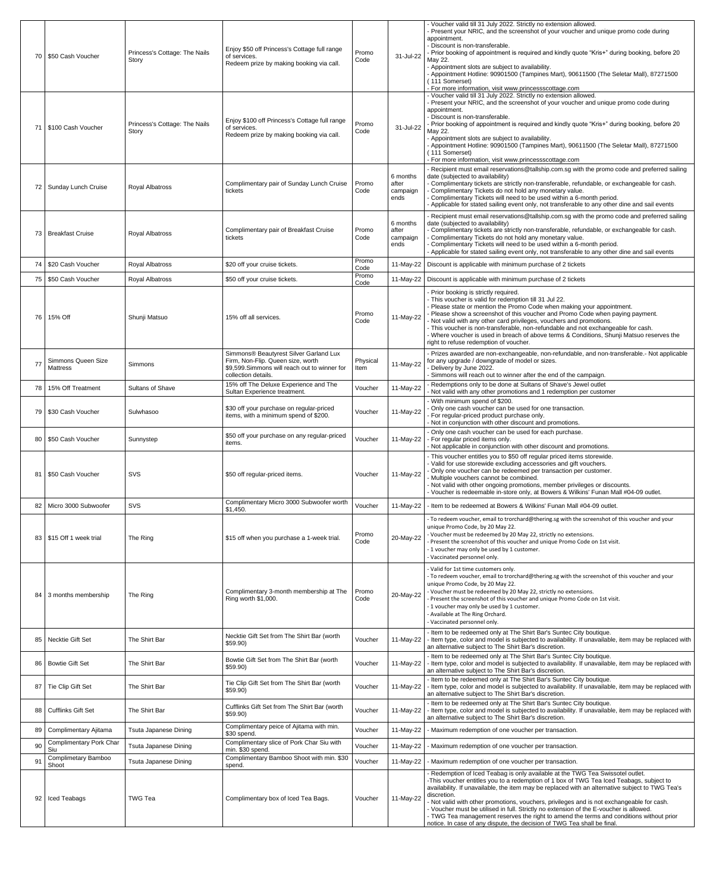| 70 | $50 Cash Voucher | Princess's Cottage: The Nails Story | Enjoy $50 off Princess's Cottage full range of services.<br>Redeem prize by making booking via call. | Promo Code | 31-Jul-22 | - Voucher valid till 31 July 2022. Strictly no extension allowed.<br>- Present your NRIC, and the screenshot of your voucher and unique promo code during appointment.<br>- Discount is non-transferable.<br>- Prior booking of appointment is required and kindly quote "Kris+" during booking, before 20 May 22.<br>- Appointment slots are subject to availability.<br>- Appointment Hotline: 90901500 (Tampines Mart), 90611500 (The Seletar Mall), 87271500 (111 Somerset)<br>- For more information, visit www.princessscottage.com |
|---|---|---|---|---|---|---|
| 71 | $100 Cash Voucher | Princess's Cottage: The Nails Story | Enjoy $100 off Princess's Cottage full range of services.<br>Redeem prize by making booking via call. | Promo Code | 31-Jul-22 | - Voucher valid till 31 July 2022. Strictly no extension allowed.<br>- Present your NRIC, and the screenshot of your voucher and unique promo code during appointment.<br>- Discount is non-transferable.<br>- Prior booking of appointment is required and kindly quote "Kris+" during booking, before 20 May 22.<br>- Appointment slots are subject to availability.<br>- Appointment Hotline: 90901500 (Tampines Mart), 90611500 (The Seletar Mall), 87271500 (111 Somerset)<br>- For more information, visit www.princessscottage.com |
| 72 | Sunday Lunch Cruise | Royal Albatross | Complimentary pair of Sunday Lunch Cruise tickets | Promo Code | 6 months after campaign ends | - Recipient must email reservations@tallship.com.sg with the promo code and preferred sailing date (subjected to availability)<br>- Complimentary tickets are strictly non-transferable, refundable, or exchangeable for cash.<br>- Complimentary Tickets do not hold any monetary value.<br>- Complimentary Tickets will need to be used within a 6-month period.<br>- Applicable for stated sailing event only, not transferable to any other dine and sail events |
| 73 | Breakfast Cruise | Royal Albatross | Complimentary pair of Breakfast Cruise tickets | Promo Code | 6 months after campaign ends | - Recipient must email reservations@tallship.com.sg with the promo code and preferred sailing date (subjected to availability)<br>- Complimentary tickets are strictly non-transferable, refundable, or exchangeable for cash.<br>- Complimentary Tickets do not hold any monetary value.<br>- Complimentary Tickets will need to be used within a 6-month period.<br>- Applicable for stated sailing event only, not transferable to any other dine and sail events |
| 74 | $20 Cash Voucher | Royal Albatross | $20 off your cruise tickets. | Promo Code | 11-May-22 | Discount is applicable with minimum purchase of 2 tickets |
| 75 | $50 Cash Voucher | Royal Albatross | $50 off your cruise tickets. | Promo Code | 11-May-22 | Discount is applicable with minimum purchase of 2 tickets |
| 76 | 15% Off | Shunji Matsuo | 15% off all services. | Promo Code | 11-May-22 | - Prior booking is strictly required.<br>- This voucher is valid for redemption till 31 Jul 22.<br>- Please state or mention the Promo Code when making your appointment.<br>- Please show a screenshot of this voucher and Promo Code when paying payment.<br>- Not valid with any other card privileges, vouchers and promotions.<br>- This voucher is non-transferable, non-refundable and not exchangeable for cash.<br>- Where voucher is used in breach of above terms & Conditions, Shunji Matsuo reserves the right to refuse redemption of voucher. |
| 77 | Simmons Queen Size Mattress | Simmons | Simmons® Beautyrest Silver Garland Lux Firm, Non-Flip. Queen size, worth $9,599.Simmons will reach out to winner for collection details. | Physical Item | 11-May-22 | - Prizes awarded are non-exchangeable, non-refundable, and non-transferable.- Not applicable for any upgrade / downgrade of model or sizes.<br>- Delivery by June 2022.<br>- Simmons will reach out to winner after the end of the campaign. |
| 78 | 15% Off Treatment | Sultans of Shave | 15% off The Deluxe Experience and The Sultan Experience treatment. | Voucher | 11-May-22 | - Redemptions only to be done at Sultans of Shave's Jewel outlet<br>- Not valid with any other promotions and 1 redemption per customer |
| 79 | $30 Cash Voucher | Sulwhasoo | $30 off your purchase on regular-priced items, with a minimum spend of $200. | Voucher | 11-May-22 | - With minimum spend of $200.<br>- Only one cash voucher can be used for one transaction.<br>- For regular-priced product purchase only.<br>- Not in conjunction with other discount and promotions. |
| 80 | $50 Cash Voucher | Sunnystep | $50 off your purchase on any regular-priced items. | Voucher | 11-May-22 | - Only one cash voucher can be used for each purchase.<br>- For regular priced items only.<br>- Not applicable in conjunction with other discount and promotions. |
| 81 | $50 Cash Voucher | SVS | $50 off regular-priced items. | Voucher | 11-May-22 | - This voucher entitles you to $50 off regular priced items storewide.<br>- Valid for use storewide excluding accessories and gift vouchers.<br>- Only one voucher can be redeemed per transaction per customer.<br>- Multiple vouchers cannot be combined.<br>- Not valid with other ongoing promotions, member privileges or discounts.<br>- Voucher is redeemable in-store only, at Bowers & Wilkins' Funan Mall #04-09 outlet. |
| 82 | Micro 3000 Subwoofer | SVS | Complimentary Micro 3000 Subwoofer worth $1,450. | Voucher | 11-May-22 | - Item to be redeemed at Bowers & Wilkins' Funan Mall #04-09 outlet. |
| 83 | $15 Off 1 week trial | The Ring | $15 off when you purchase a 1-week trial. | Promo Code | 20-May-22 | - To redeem voucher, email to trorchard@thering.sg with the screenshot of this voucher and your unique Promo Code, by 20 May 22.<br>- Voucher must be redeemed by 20 May 22, strictly no extensions.<br>- Present the screenshot of this voucher and unique Promo Code on 1st visit.<br>- 1 voucher may only be used by 1 customer.<br>- Vaccinated personnel only. |
| 84 | 3 months membership | The Ring | Complimentary 3-month membership at The Ring worth $1,000. | Promo Code | 20-May-22 | - Valid for 1st time customers only.<br>- To redeem voucher, email to trorchard@thering.sg with the screenshot of this voucher and your unique Promo Code, by 20 May 22.<br>- Voucher must be redeemed by 20 May 22, strictly no extensions.<br>- Present the screenshot of this voucher and unique Promo Code on 1st visit.<br>- 1 voucher may only be used by 1 customer.<br>- Available at The Ring Orchard.<br>- Vaccinated personnel only. |
| 85 | Necktie Gift Set | The Shirt Bar | Necktie Gift Set from The Shirt Bar (worth $59.90) | Voucher | 11-May-22 | - Item to be redeemed only at The Shirt Bar's Suntec City boutique.<br>- Item type, color and model is subjected to availability. If unavailable, item may be replaced with an alternative subject to The Shirt Bar's discretion. |
| 86 | Bowtie Gift Set | The Shirt Bar | Bowtie Gift Set from The Shirt Bar (worth $59.90) | Voucher | 11-May-22 | - Item to be redeemed only at The Shirt Bar's Suntec City boutique.<br>- Item type, color and model is subjected to availability. If unavailable, item may be replaced with an alternative subject to The Shirt Bar's discretion. |
| 87 | Tie Clip Gift Set | The Shirt Bar | Tie Clip Gift Set from The Shirt Bar (worth $59.90) | Voucher | 11-May-22 | - Item to be redeemed only at The Shirt Bar's Suntec City boutique.<br>- Item type, color and model is subjected to availability. If unavailable, item may be replaced with an alternative subject to The Shirt Bar's discretion. |
| 88 | Cufflinks Gift Set | The Shirt Bar | Cufflinks Gift Set from The Shirt Bar (worth $59.90) | Voucher | 11-May-22 | - Item to be redeemed only at The Shirt Bar's Suntec City boutique.<br>- Item type, color and model is subjected to availability. If unavailable, item may be replaced with an alternative subject to The Shirt Bar's discretion. |
| 89 | Complimentary Ajitama | Tsuta Japanese Dining | Complimentary peice of Ajitama with min. $30 spend. | Voucher | 11-May-22 | - Maximum redemption of one voucher per transaction. |
| 90 | Complimentary Pork Char Siu | Tsuta Japanese Dining | Complimentary slice of Pork Char Siu with min. $30 spend. | Voucher | 11-May-22 | - Maximum redemption of one voucher per transaction. |
| 91 | Complimetary Bamboo Shoot | Tsuta Japanese Dining | Complimentary Bamboo Shoot with min. $30 spend. | Voucher | 11-May-22 | - Maximum redemption of one voucher per transaction. |
| 92 | Iced Teabags | TWG Tea | Complimentary box of Iced Tea Bags. | Voucher | 11-May-22 | - Redemption of Iced Teabag is only available at the TWG Tea Swissotel outlet.<br>-This voucher entitles you to a redemption of 1 box of TWG Tea Iced Teabags, subject to availability. If unavailable, the item may be replaced with an alternative subject to TWG Tea's discretion.<br>- Not valid with other promotions, vouchers, privileges and is not exchangeable for cash.<br>- Voucher must be utilised in full. Strictly no extension of the E-voucher is allowed.<br>- TWG Tea management reserves the right to amend the terms and conditions without prior notice. In case of any dispute, the decision of TWG Tea shall be final. |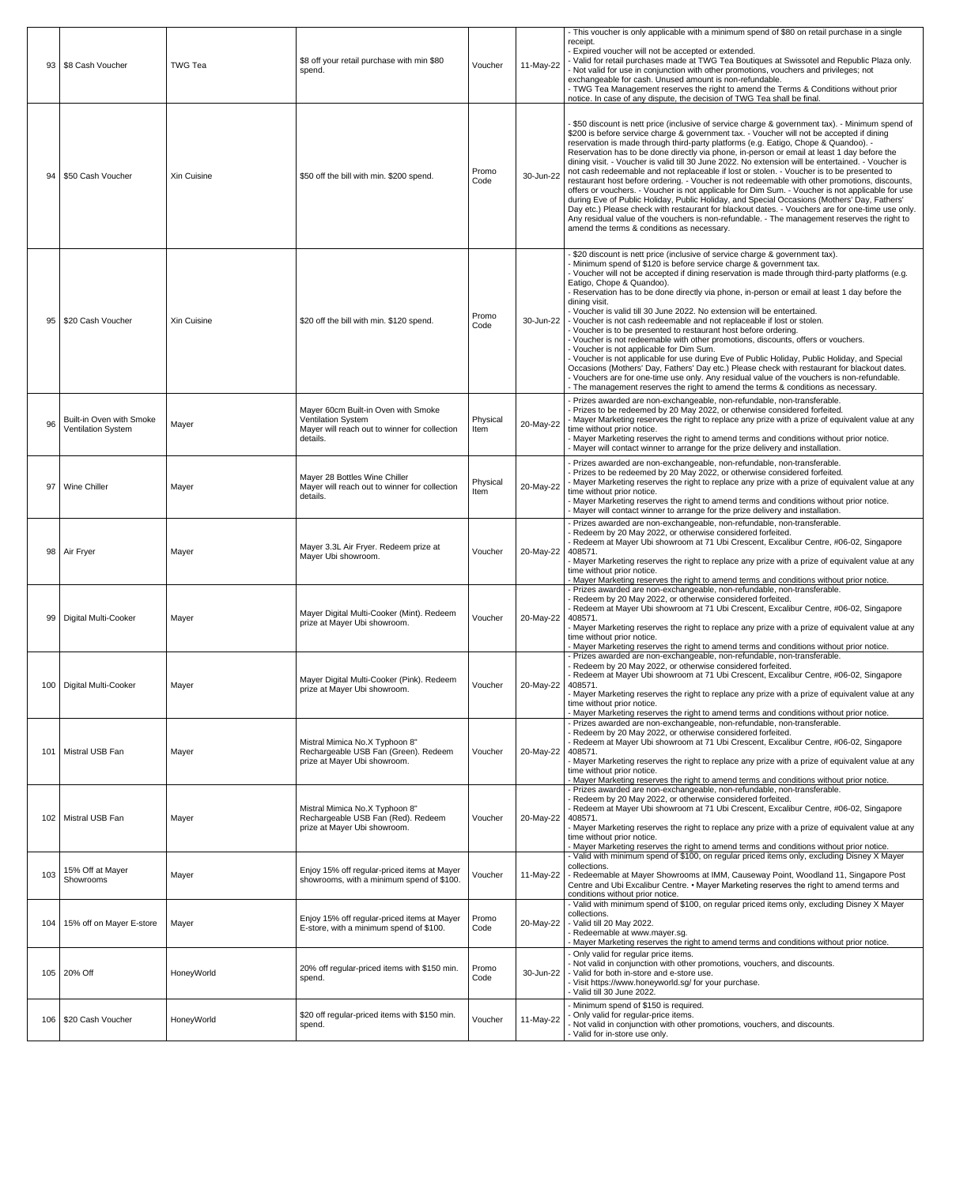| 93 | $8 Cash Voucher | TWG Tea | $8 off your retail purchase with min $80 spend. | Voucher | 11-May-22 | - This voucher is only applicable with a minimum spend of $80 on retail purchase in a single receipt.<br>- Expired voucher will not be accepted or extended.<br>- Valid for retail purchases made at TWG Tea Boutiques at Swissotel and Republic Plaza only.<br>- Not valid for use in conjunction with other promotions, vouchers and privileges; not exchangeable for cash. Unused amount is non-refundable.<br>- TWG Tea Management reserves the right to amend the Terms & Conditions without prior notice. In case of any dispute, the decision of TWG Tea shall be final. |
|---|---|---|---|---|---|---|
| 94 | $50 Cash Voucher | Xin Cuisine | $50 off the bill with min. $200 spend. | Promo Code | 30-Jun-22 | - $50 discount is nett price (inclusive of service charge & government tax). - Minimum spend of $200 is before service charge & government tax. - Voucher will not be accepted if dining reservation is made through third-party platforms (e.g. Eatigo, Chope & Quandoo). - Reservation has to be done directly via phone, in-person or email at least 1 day before the dining visit. - Voucher is valid till 30 June 2022. No extension will be entertained. - Voucher is not cash redeemable and not replaceable if lost or stolen. - Voucher is to be presented to restaurant host before ordering. - Voucher is not redeemable with other promotions, discounts, offers or vouchers. - Voucher is not applicable for Dim Sum. - Voucher is not applicable for use during Eve of Public Holiday, Public Holiday, and Special Occasions (Mothers' Day, Fathers' Day etc.) Please check with restaurant for blackout dates. - Vouchers are for one-time use only. Any residual value of the vouchers is non-refundable. - The management reserves the right to amend the terms & conditions as necessary. |
| 95 | $20 Cash Voucher | Xin Cuisine | $20 off the bill with min. $120 spend. | Promo Code | 30-Jun-22 | - $20 discount is nett price (inclusive of service charge & government tax).<br>- Minimum spend of $120 is before service charge & government tax.<br>- Voucher will not be accepted if dining reservation is made through third-party platforms (e.g. Eatigo, Chope & Quandoo).<br>- Reservation has to be done directly via phone, in-person or email at least 1 day before the dining visit.<br>- Voucher is valid till 30 June 2022. No extension will be entertained.<br>- Voucher is not cash redeemable and not replaceable if lost or stolen.<br>- Voucher is to be presented to restaurant host before ordering.<br>- Voucher is not redeemable with other promotions, discounts, offers or vouchers.<br>- Voucher is not applicable for Dim Sum.<br>- Voucher is not applicable for use during Eve of Public Holiday, Public Holiday, and Special Occasions (Mothers' Day, Fathers' Day etc.) Please check with restaurant for blackout dates.<br>- Vouchers are for one-time use only. Any residual value of the vouchers is non-refundable.<br>- The management reserves the right to amend the terms & conditions as necessary. |
| 96 | Built-in Oven with Smoke Ventilation System | Mayer | Mayer 60cm Built-in Oven with Smoke Ventilation System<br>Mayer will reach out to winner for collection details. | Physical Item | 20-May-22 | - Prizes awarded are non-exchangeable, non-refundable, non-transferable.<br>- Prizes to be redeemed by 20 May 2022, or otherwise considered forfeited.<br>- Mayer Marketing reserves the right to replace any prize with a prize of equivalent value at any time without prior notice.<br>- Mayer Marketing reserves the right to amend terms and conditions without prior notice.<br>- Mayer will contact winner to arrange for the prize delivery and installation. |
| 97 | Wine Chiller | Mayer | Mayer 28 Bottles Wine Chiller<br>Mayer will reach out to winner for collection details. | Physical Item | 20-May-22 | - Prizes awarded are non-exchangeable, non-refundable, non-transferable.<br>- Prizes to be redeemed by 20 May 2022, or otherwise considered forfeited.<br>- Mayer Marketing reserves the right to replace any prize with a prize of equivalent value at any time without prior notice.<br>- Mayer Marketing reserves the right to amend terms and conditions without prior notice.<br>- Mayer will contact winner to arrange for the prize delivery and installation. |
| 98 | Air Fryer | Mayer | Mayer 3.3L Air Fryer. Redeem prize at Mayer Ubi showroom. | Voucher | 20-May-22 | - Prizes awarded are non-exchangeable, non-refundable, non-transferable.<br>- Redeem by 20 May 2022, or otherwise considered forfeited.<br>- Redeem at Mayer Ubi showroom at 71 Ubi Crescent, Excalibur Centre, #06-02, Singapore 408571.<br>- Mayer Marketing reserves the right to replace any prize with a prize of equivalent value at any time without prior notice.<br>- Mayer Marketing reserves the right to amend terms and conditions without prior notice. |
| 99 | Digital Multi-Cooker | Mayer | Mayer Digital Multi-Cooker (Mint). Redeem prize at Mayer Ubi showroom. | Voucher | 20-May-22 | - Prizes awarded are non-exchangeable, non-refundable, non-transferable.<br>- Redeem by 20 May 2022, or otherwise considered forfeited.<br>- Redeem at Mayer Ubi showroom at 71 Ubi Crescent, Excalibur Centre, #06-02, Singapore 408571.<br>- Mayer Marketing reserves the right to replace any prize with a prize of equivalent value at any time without prior notice.<br>- Mayer Marketing reserves the right to amend terms and conditions without prior notice. |
| 100 | Digital Multi-Cooker | Mayer | Mayer Digital Multi-Cooker (Pink). Redeem prize at Mayer Ubi showroom. | Voucher | 20-May-22 | - Prizes awarded are non-exchangeable, non-refundable, non-transferable.<br>- Redeem by 20 May 2022, or otherwise considered forfeited.<br>- Redeem at Mayer Ubi showroom at 71 Ubi Crescent, Excalibur Centre, #06-02, Singapore 408571.<br>- Mayer Marketing reserves the right to replace any prize with a prize of equivalent value at any time without prior notice.<br>- Mayer Marketing reserves the right to amend terms and conditions without prior notice. |
| 101 | Mistral USB Fan | Mayer | Mistral Mimica No.X Typhoon 8" Rechargeable USB Fan (Green). Redeem prize at Mayer Ubi showroom. | Voucher | 20-May-22 | - Prizes awarded are non-exchangeable, non-refundable, non-transferable.<br>- Redeem by 20 May 2022, or otherwise considered forfeited.<br>- Redeem at Mayer Ubi showroom at 71 Ubi Crescent, Excalibur Centre, #06-02, Singapore 408571.<br>- Mayer Marketing reserves the right to replace any prize with a prize of equivalent value at any time without prior notice.<br>- Mayer Marketing reserves the right to amend terms and conditions without prior notice. |
| 102 | Mistral USB Fan | Mayer | Mistral Mimica No.X Typhoon 8" Rechargeable USB Fan (Red). Redeem prize at Mayer Ubi showroom. | Voucher | 20-May-22 | - Prizes awarded are non-exchangeable, non-refundable, non-transferable.<br>- Redeem by 20 May 2022, or otherwise considered forfeited.<br>- Redeem at Mayer Ubi showroom at 71 Ubi Crescent, Excalibur Centre, #06-02, Singapore 408571.<br>- Mayer Marketing reserves the right to replace any prize with a prize of equivalent value at any time without prior notice.<br>- Mayer Marketing reserves the right to amend terms and conditions without prior notice. |
| 103 | 15% Off at Mayer Showrooms | Mayer | Enjoy 15% off regular-priced items at Mayer showrooms, with a minimum spend of $100. | Voucher | 11-May-22 | - Valid with minimum spend of $100, on regular priced items only, excluding Disney X Mayer collections.<br>- Redeemable at Mayer Showrooms at IMM, Causeway Point, Woodland 11, Singapore Post Centre and Ubi Excalibur Centre. • Mayer Marketing reserves the right to amend terms and conditions without prior notice. |
| 104 | 15% off on Mayer E-store | Mayer | Enjoy 15% off regular-priced items at Mayer E-store, with a minimum spend of $100. | Promo Code | 20-May-22 | - Valid with minimum spend of $100, on regular priced items only, excluding Disney X Mayer collections.<br>- Valid till 20 May 2022.<br>- Redeemable at www.mayer.sg.<br>- Mayer Marketing reserves the right to amend terms and conditions without prior notice. |
| 105 | 20% Off | HoneyWorld | 20% off regular-priced items with $150 min. spend. | Promo Code | 30-Jun-22 | - Only valid for regular price items.<br>- Not valid in conjunction with other promotions, vouchers, and discounts.<br>- Valid for both in-store and e-store use.<br>- Visit https://www.honeyworld.sg/ for your purchase.<br>- Valid till 30 June 2022. |
| 106 | $20 Cash Voucher | HoneyWorld | $20 off regular-priced items with $150 min. spend. | Voucher | 11-May-22 | - Minimum spend of $150 is required.<br>- Only valid for regular-price items.<br>- Not valid in conjunction with other promotions, vouchers, and discounts.<br>- Valid for in-store use only. |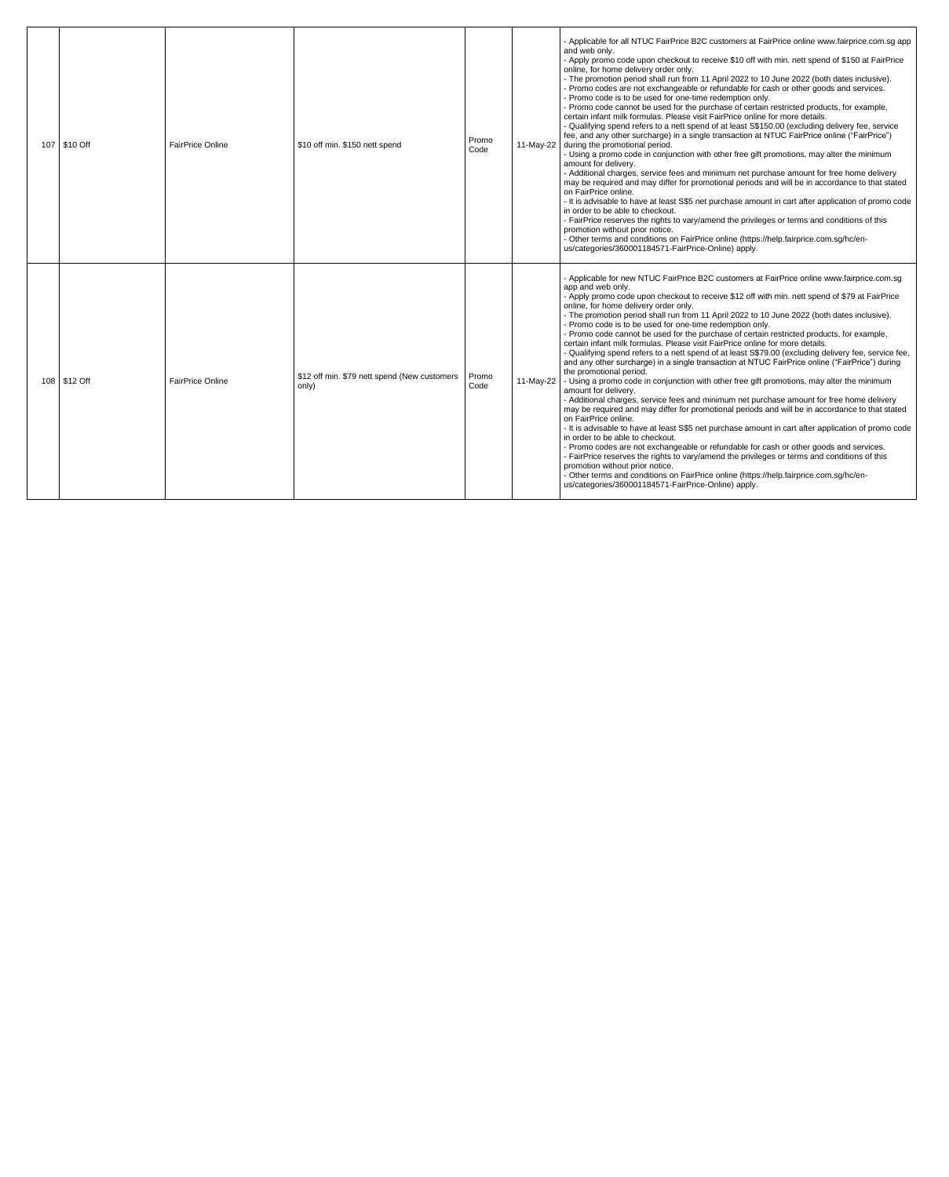| | | | | | | |
|---|---|---|---|---|---|---|
| 107 | $10 Off | FairPrice Online | $10 off min. $150 nett spend | Promo Code | 11-May-22 | - Applicable for all NTUC FairPrice B2C customers at FairPrice online www.fairprice.com.sg app and web only.<br>- Apply promo code upon checkout to receive $10 off with min. nett spend of $150 at FairPrice online, for home delivery order only.<br>- The promotion period shall run from 11 April 2022 to 10 June 2022 (both dates inclusive).<br>- Promo codes are not exchangeable or refundable for cash or other goods and services.<br>- Promo code is to be used for one-time redemption only.<br>- Promo code cannot be used for the purchase of certain restricted products, for example, certain infant milk formulas. Please visit FairPrice online for more details.<br>- Qualifying spend refers to a nett spend of at least S$150.00 (excluding delivery fee, service fee, and any other surcharge) in a single transaction at NTUC FairPrice online ("FairPrice") during the promotional period.<br>- Using a promo code in conjunction with other free gift promotions, may alter the minimum amount for delivery.<br>- Additional charges, service fees and minimum net purchase amount for free home delivery may be required and may differ for promotional periods and will be in accordance to that stated on FairPrice online.<br>- It is advisable to have at least S$5 net purchase amount in cart after application of promo code in order to be able to checkout.<br>- FairPrice reserves the rights to vary/amend the privileges or terms and conditions of this promotion without prior notice.<br>- Other terms and conditions on FairPrice online (https://help.fairprice.com.sg/hc/en-us/categories/360001184571-FairPrice-Online) apply. |
| 108 | $12 Off | FairPrice Online | $12 off min. $79 nett spend (New customers only) | Promo Code | 11-May-22 | - Applicable for new NTUC FairPrice B2C customers at FairPrice online www.fairprice.com.sg app and web only.<br>- Apply promo code upon checkout to receive $12 off with min. nett spend of $79 at FairPrice online, for home delivery order only.<br>- The promotion period shall run from 11 April 2022 to 10 June 2022 (both dates inclusive).<br>- Promo code is to be used for one-time redemption only.<br>- Promo code cannot be used for the purchase of certain restricted products, for example, certain infant milk formulas. Please visit FairPrice online for more details.<br>- Qualifying spend refers to a nett spend of at least S$79.00 (excluding delivery fee, service fee, and any other surcharge) in a single transaction at NTUC FairPrice online ("FairPrice") during the promotional period.<br>- Using a promo code in conjunction with other free gift promotions, may alter the minimum amount for delivery.<br>- Additional charges, service fees and minimum net purchase amount for free home delivery may be required and may differ for promotional periods and will be in accordance to that stated on FairPrice online.<br>- It is advisable to have at least S$5 net purchase amount in cart after application of promo code in order to be able to checkout.<br>- Promo codes are not exchangeable or refundable for cash or other goods and services.<br>- FairPrice reserves the rights to vary/amend the privileges or terms and conditions of this promotion without prior notice.<br>- Other terms and conditions on FairPrice online (https://help.fairprice.com.sg/hc/en-us/categories/360001184571-FairPrice-Online) apply. |